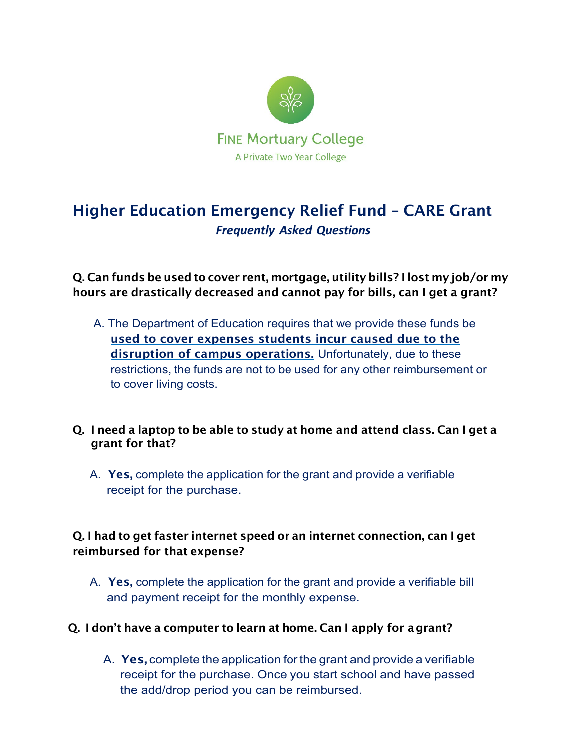FINE Mortuary College

A Private Two Year College

# Higher Education Emergency Relief Fund – CARE Grant

***Frequently Asked Questions***

**Q. Can funds be used to cover rent, mortgage, utility bills? I lost my job/or my hours are drastically decreased and cannot pay for bills, can I get a grant?**

A. The Department of Education requires that we provide these funds be **used to cover expenses students incur caused due to the disruption of campus operations.** Unfortunately, due to these restrictions, the funds are not to be used for any other reimbursement or to cover living costs.

**Q. I need a laptop to be able to study at home and attend class. Can I get a grant for that?**

A. **Yes,** complete the application for the grant and provide a verifiable receipt for the purchase.

**Q. I had to get faster internet speed or an internet connection, can I get reimbursed for that expense?**

A. **Yes,** complete the application for the grant and provide a verifiable bill and payment receipt for the monthly expense.

**Q. I don't have a computer to learn at home. Can I apply for a grant?**

A. **Yes,** complete the application for the grant and provide a verifiable receipt for the purchase. Once you start school and have passed the add/drop period you can be reimbursed.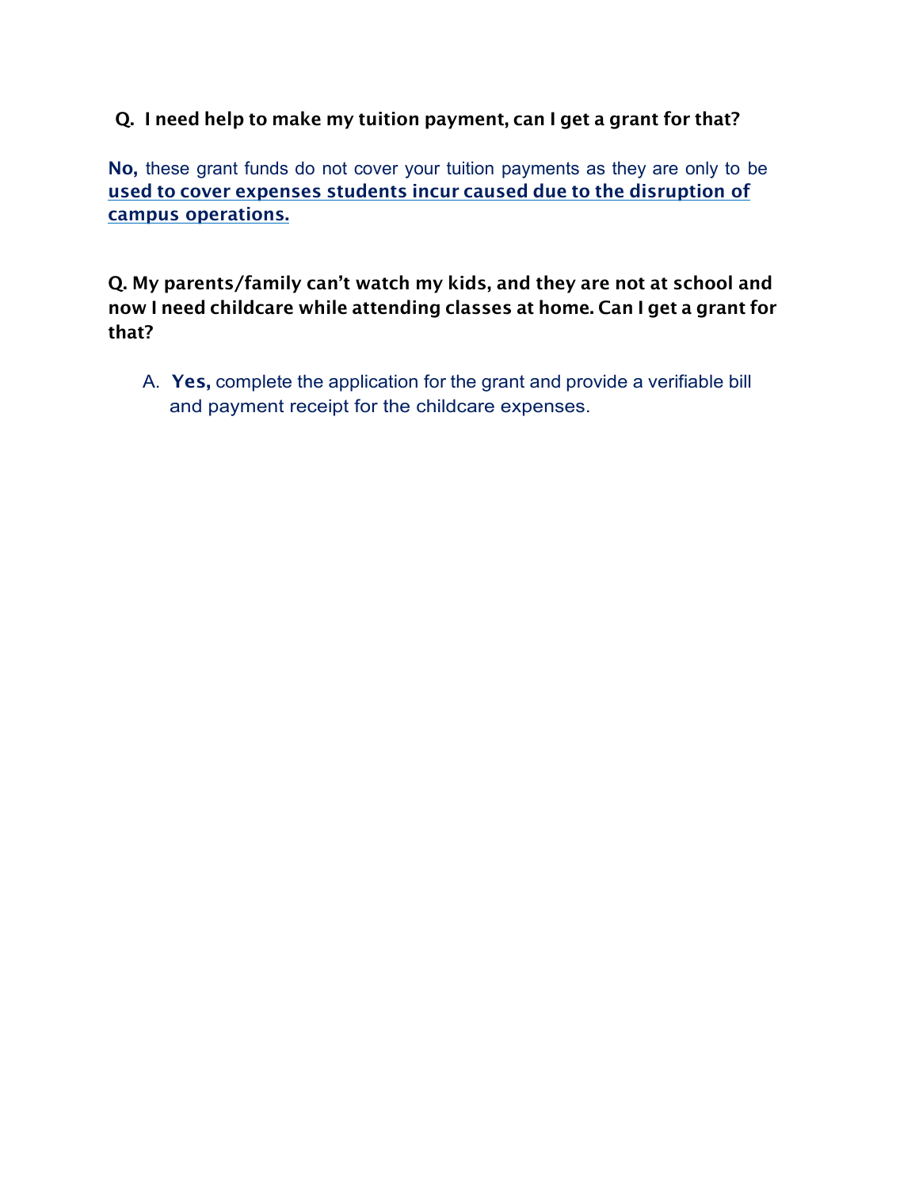**Q. I need help to make my tuition payment, can I get a grant for that?**

**No,** these grant funds do not cover your tuition payments as they are only to be **used to cover expenses students incur caused due to the disruption of campus operations.**

**Q. My parents/family can't watch my kids, and they are not at school and now I need childcare while attending classes at home. Can I get a grant for that?**

A. **Yes,** complete the application for the grant and provide a verifiable bill and payment receipt for the childcare expenses.